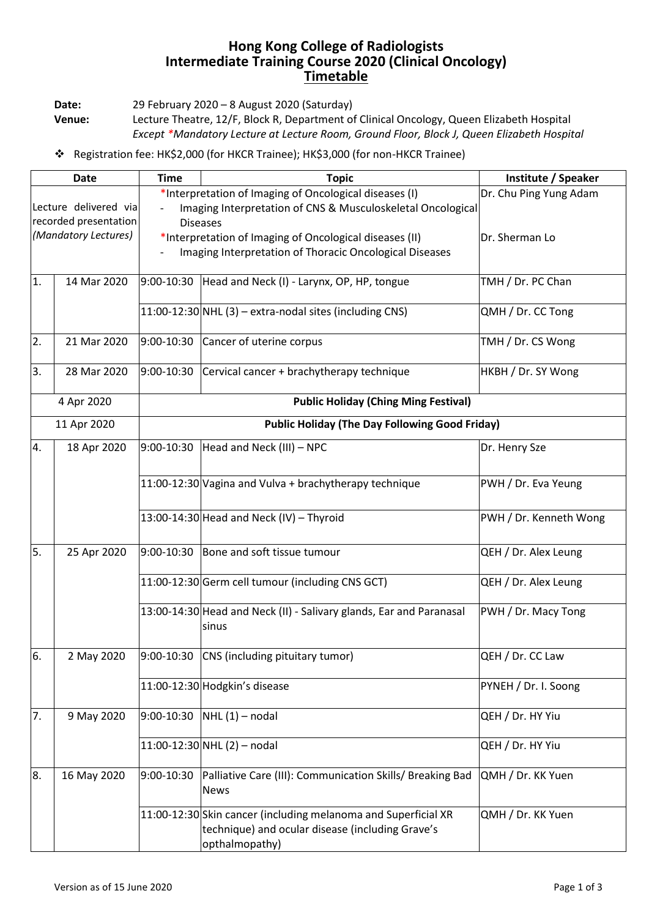# Hong Kong College of Radiologists
# Intermediate Training Course 2020 (Clinical Oncology)
## Timetable

**Date:** 29 February 2020 – 8 August 2020 (Saturday)

**Venue:** Lecture Theatre, 12/F, Block R, Department of Clinical Oncology, Queen Elizabeth Hospital
*Except \*Mandatory Lecture at Lecture Room, Ground Floor, Block J, Queen Elizabeth Hospital*

- Registration fee: HK$2,000 (for HKCR Trainee); HK$3,000 (for non-HKCR Trainee)

| Date | | Time | Topic | Institute / Speaker |
|---|---|---|---|---|
| Lecture delivered via recorded presentation *(Mandatory Lectures)* | | | *Interpretation of Imaging of Oncological diseases (I)<br>- Imaging Interpretation of CNS & Musculoskeletal Oncological Diseases<br>*Interpretation of Imaging of Oncological diseases (II)<br>- Imaging Interpretation of Thoracic Oncological Diseases | Dr. Chu Ping Yung Adam<br><br>Dr. Sherman Lo |
| 1. | 14 Mar 2020 | 9:00-10:30 | Head and Neck (I) - Larynx, OP, HP, tongue | TMH / Dr. PC Chan |
| | | 11:00-12:30 | NHL (3) – extra-nodal sites (including CNS) | QMH / Dr. CC Tong |
| 2. | 21 Mar 2020 | 9:00-10:30 | Cancer of uterine corpus | TMH / Dr. CS Wong |
| 3. | 28 Mar 2020 | 9:00-10:30 | Cervical cancer + brachytherapy technique | HKBH / Dr. SY Wong |
| 4 Apr 2020 | | **Public Holiday (Ching Ming Festival)** | | |
| 11 Apr 2020 | | **Public Holiday (The Day Following Good Friday)** | | |
| 4. | 18 Apr 2020 | 9:00-10:30 | Head and Neck (III) – NPC | Dr. Henry Sze |
| | | 11:00-12:30 | Vagina and Vulva + brachytherapy technique | PWH / Dr. Eva Yeung |
| | | 13:00-14:30 | Head and Neck (IV) – Thyroid | PWH / Dr. Kenneth Wong |
| 5. | 25 Apr 2020 | 9:00-10:30 | Bone and soft tissue tumour | QEH / Dr. Alex Leung |
| | | 11:00-12:30 | Germ cell tumour (including CNS GCT) | QEH / Dr. Alex Leung |
| | | 13:00-14:30 | Head and Neck (II) - Salivary glands, Ear and Paranasal sinus | PWH / Dr. Macy Tong |
| 6. | 2 May 2020 | 9:00-10:30 | CNS (including pituitary tumor) | QEH / Dr. CC Law |
| | | 11:00-12:30 | Hodgkin's disease | PYNEH / Dr. I. Soong |
| 7. | 9 May 2020 | 9:00-10:30 | NHL (1) – nodal | QEH / Dr. HY Yiu |
| | | 11:00-12:30 | NHL (2) – nodal | QEH / Dr. HY Yiu |
| 8. | 16 May 2020 | 9:00-10:30 | Palliative Care (III): Communication Skills/ Breaking Bad News | QMH / Dr. KK Yuen |
| | | 11:00-12:30 | Skin cancer (including melanoma and Superficial XR technique) and ocular disease (including Grave's opthalmopathy) | QMH / Dr. KK Yuen |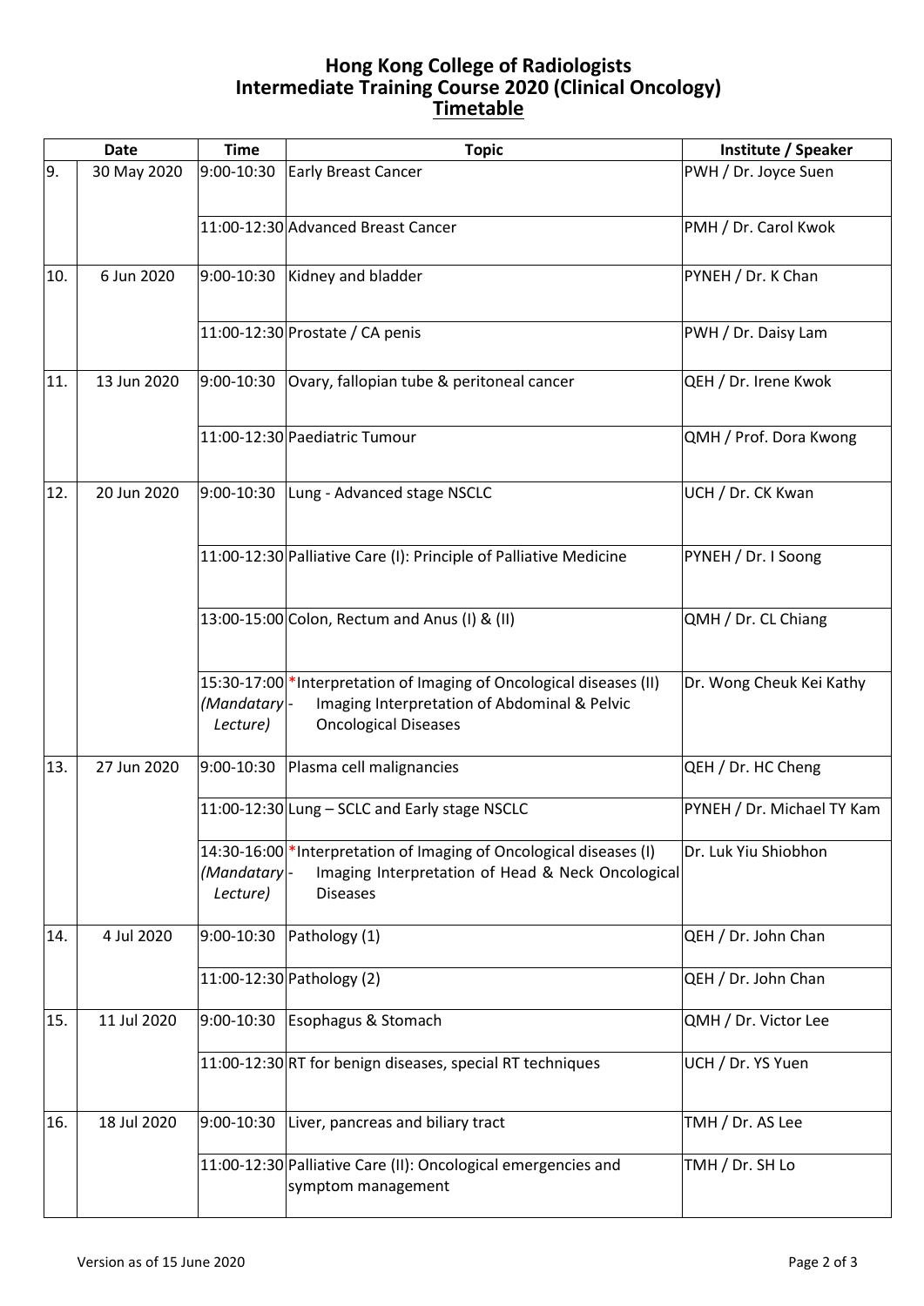# Hong Kong College of Radiologists
# Intermediate Training Course 2020 (Clinical Oncology)
## Timetable

| Date | | Time | Topic | Institute / Speaker |
|---|---|---|---|---|
| 9. | 30 May 2020 | 9:00-10:30 | Early Breast Cancer | PWH / Dr. Joyce Suen |
| | | 11:00-12:30 | Advanced Breast Cancer | PMH / Dr. Carol Kwok |
| 10. | 6 Jun 2020 | 9:00-10:30 | Kidney and bladder | PYNEH / Dr. K Chan |
| | | 11:00-12:30 | Prostate / CA penis | PWH / Dr. Daisy Lam |
| 11. | 13 Jun 2020 | 9:00-10:30 | Ovary, fallopian tube & peritoneal cancer | QEH / Dr. Irene Kwok |
| | | 11:00-12:30 | Paediatric Tumour | QMH / Prof. Dora Kwong |
| 12. | 20 Jun 2020 | 9:00-10:30 | Lung - Advanced stage NSCLC | UCH / Dr. CK Kwan |
| | | 11:00-12:30 | Palliative Care (I): Principle of Palliative Medicine | PYNEH / Dr. I Soong |
| | | 13:00-15:00 | Colon, Rectum and Anus (I) & (II) | QMH / Dr. CL Chiang |
| | | 15:30-17:00 *(Mandatary Lecture)* | *Interpretation of Imaging of Oncological diseases (II) - Imaging Interpretation of Abdominal & Pelvic Oncological Diseases | Dr. Wong Cheuk Kei Kathy |
| 13. | 27 Jun 2020 | 9:00-10:30 | Plasma cell malignancies | QEH / Dr. HC Cheng |
| | | 11:00-12:30 | Lung – SCLC and Early stage NSCLC | PYNEH / Dr. Michael TY Kam |
| | | 14:30-16:00 *(Mandatary Lecture)* | *Interpretation of Imaging of Oncological diseases (I) - Imaging Interpretation of Head & Neck Oncological Diseases | Dr. Luk Yiu Shiobhon |
| 14. | 4 Jul 2020 | 9:00-10:30 | Pathology (1) | QEH / Dr. John Chan |
| | | 11:00-12:30 | Pathology (2) | QEH / Dr. John Chan |
| 15. | 11 Jul 2020 | 9:00-10:30 | Esophagus & Stomach | QMH / Dr. Victor Lee |
| | | 11:00-12:30 | RT for benign diseases, special RT techniques | UCH / Dr. YS Yuen |
| 16. | 18 Jul 2020 | 9:00-10:30 | Liver, pancreas and biliary tract | TMH / Dr. AS Lee |
| | | 11:00-12:30 | Palliative Care (II): Oncological emergencies and symptom management | TMH / Dr. SH Lo |

Version as of 15 June 2020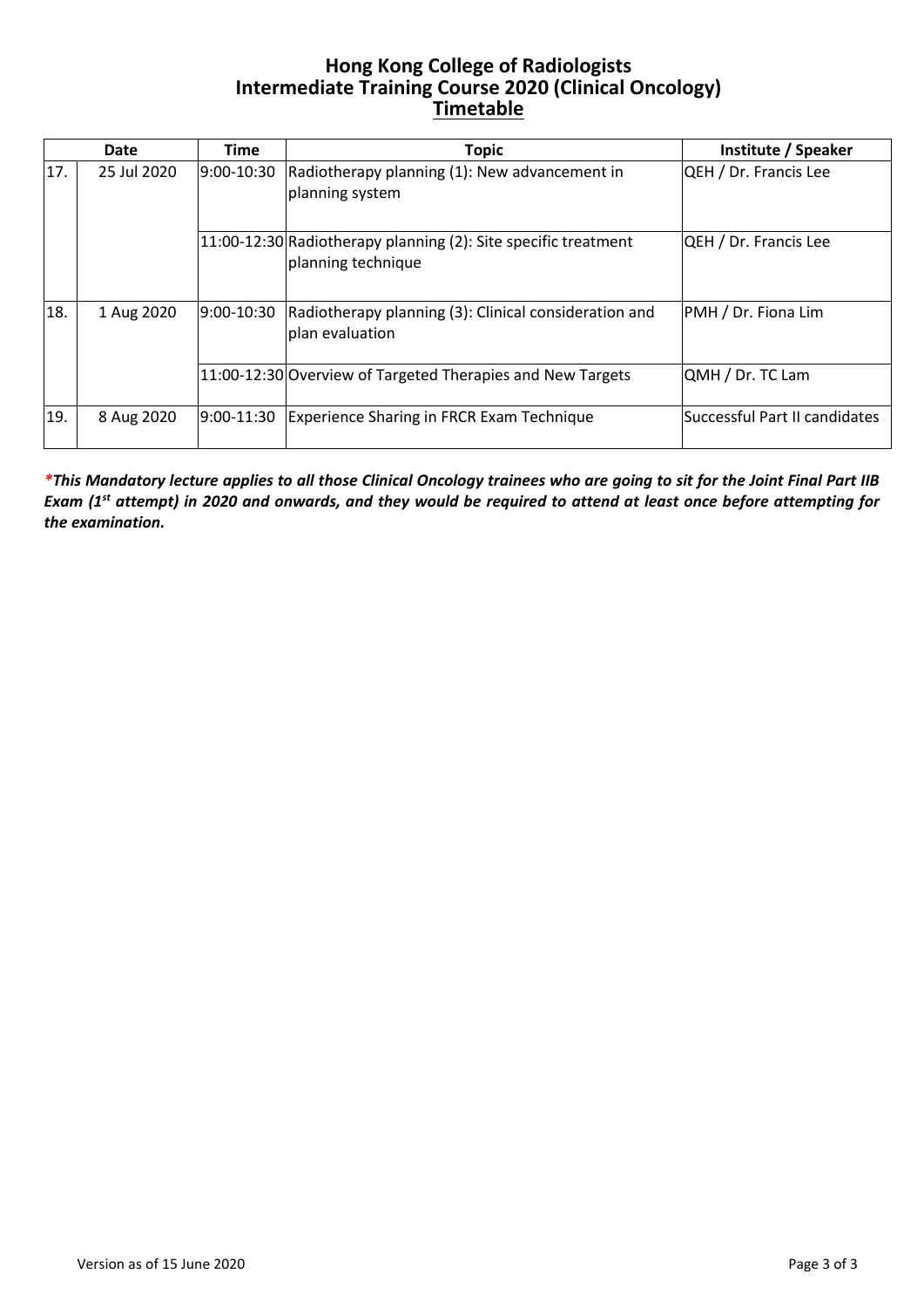# Hong Kong College of Radiologists
# Intermediate Training Course 2020 (Clinical Oncology)
## Timetable

| Date | | Time | Topic | Institute / Speaker |
|---|---|---|---|---|
| 17. | 25 Jul 2020 | 9:00-10:30 | Radiotherapy planning (1): New advancement in planning system | QEH / Dr. Francis Lee |
| | | 11:00-12:30 | Radiotherapy planning (2): Site specific treatment planning technique | QEH / Dr. Francis Lee |
| 18. | 1 Aug 2020 | 9:00-10:30 | Radiotherapy planning (3): Clinical consideration and plan evaluation | PMH / Dr. Fiona Lim |
| | | 11:00-12:30 | Overview of Targeted Therapies and New Targets | QMH / Dr. TC Lam |
| 19. | 8 Aug 2020 | 9:00-11:30 | Experience Sharing in FRCR Exam Technique | Successful Part II candidates |

***This Mandatory lecture applies to all those Clinical Oncology trainees who are going to sit for the Joint Final Part IIB Exam (1st attempt) in 2020 and onwards, and they would be required to attend at least once before attempting for the examination.***

Version as of 15 June 2020